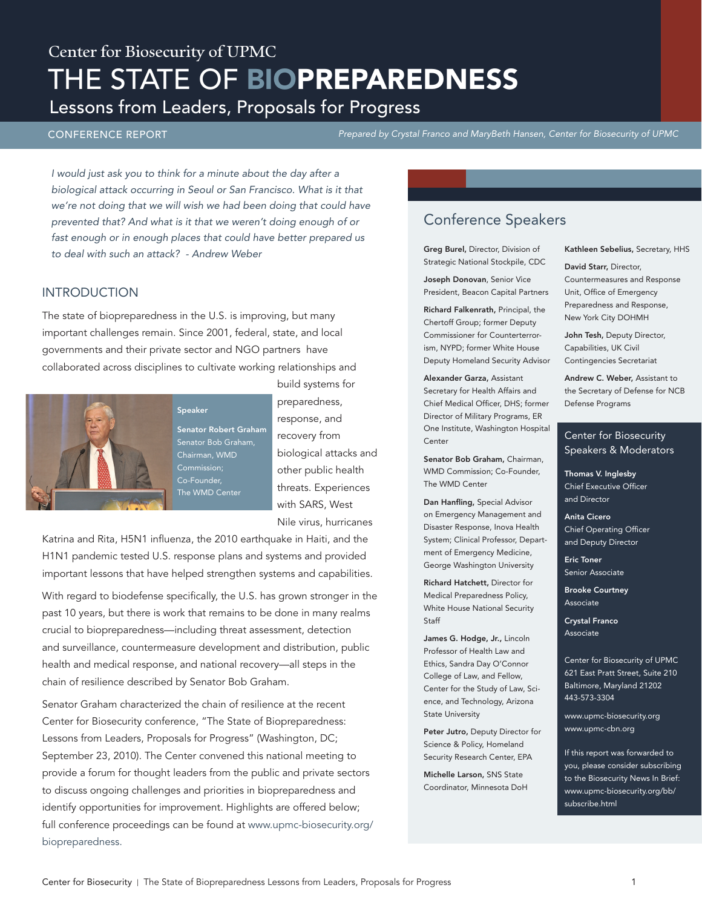Center for Biosecurity of UPMC

# THE STATE OF BIOPREPAREDNESS

## Lessons from Leaders, Proposals for Progress

CONFERENCE REPORT

*Prepared by Crystal Franco and MaryBeth Hansen, Center for Biosecurity of UPMC*

*I would just ask you to think for a minute about the day after a biological attack occurring in Seoul or San Francisco. What is it that we're not doing that we will wish we had been doing that could have prevented that? And what is it that we weren't doing enough of or fast enough or in enough places that could have better prepared us to deal with such an attack? - Andrew Weber*

## INTRODUCTION

The state of biopreparedness in the U.S. is improving, but many important challenges remain. Since 2001, federal, state, and local governments and their private sector and NGO partners have collaborated across disciplines to cultivate working relationships and build systems for preparedness, response, and recovery from biological attacks and other public health threats. Experiences with SARS, West Nile virus, hurricanes Katrina and Rita, H5N1 influenza, the 2010 earthquake in Haiti, and the H1N1 pandemic tested U.S. response plans and systems and provided important lessons that have helped strengthen systems and capabilities.

Speaker

**Senator Robert Graham**

Senator Bob Graham, Chairman, WMD Commission; Co-Founder, The WMD Center

With regard to biodefense specifically, the U.S. has grown stronger in the past 10 years, but there is work that remains to be done in many realms crucial to biopreparedness—including threat assessment, detection and surveillance, countermeasure development and distribution, public health and medical response, and national recovery—all steps in the chain of resilience described by Senator Bob Graham.

Senator Graham characterized the chain of resilience at the recent Center for Biosecurity conference, "The State of Biopreparedness: Lessons from Leaders, Proposals for Progress" (Washington, DC; September 23, 2010). The Center convened this national meeting to provide a forum for thought leaders from the public and private sectors to discuss ongoing challenges and priorities in biopreparedness and identify opportunities for improvement. Highlights are offered below; full conference proceedings can be found at www.upmc-biosecurity.org/biopreparedness.

## Conference Speakers

**Greg Burel,** Director, Division of Strategic National Stockpile, CDC

**Joseph Donovan**, Senior Vice President, Beacon Capital Partners

**Richard Falkenrath,** Principal, the Chertoff Group; former Deputy Commissioner for Counterterrorism, NYPD; former White House Deputy Homeland Security Advisor

**Alexander Garza,** Assistant Secretary for Health Affairs and Chief Medical Officer, DHS; former Director of Military Programs, ER One Institute, Washington Hospital Center

**Senator Bob Graham,** Chairman, WMD Commission; Co-Founder, The WMD Center

**Dan Hanfling,** Special Advisor on Emergency Management and Disaster Response, Inova Health System; Clinical Professor, Department of Emergency Medicine, George Washington University

**Richard Hatchett,** Director for Medical Preparedness Policy, White House National Security Staff

**James G. Hodge, Jr.,** Lincoln Professor of Health Law and Ethics, Sandra Day O'Connor College of Law, and Fellow, Center for the Study of Law, Science, and Technology, Arizona State University

**Peter Jutro,** Deputy Director for Science & Policy, Homeland Security Research Center, EPA

**Michelle Larson,** SNS State Coordinator, Minnesota DoH

**Kathleen Sebelius,** Secretary, HHS

**David Starr,** Director, Countermeasures and Response Unit, Office of Emergency Preparedness and Response, New York City DOHMH

**John Tesh,** Deputy Director, Capabilities, UK Civil Contingencies Secretariat

**Andrew C. Weber,** Assistant to the Secretary of Defense for NCB Defense Programs

### Center for Biosecurity Speakers & Moderators

**Thomas V. Inglesby**
Chief Executive Officer and Director

**Anita Cicero**
Chief Operating Officer and Deputy Director

**Eric Toner**
Senior Associate

**Brooke Courtney**
Associate

**Crystal Franco**
Associate

Center for Biosecurity of UPMC
621 East Pratt Street, Suite 210
Baltimore, Maryland 21202
443-573-3304

www.upmc-biosecurity.org
www.upmc-cbn.org

If this report was forwarded to you, please consider subscribing to the Biosecurity News In Brief: www.upmc-biosecurity.org/bb/subscribe.html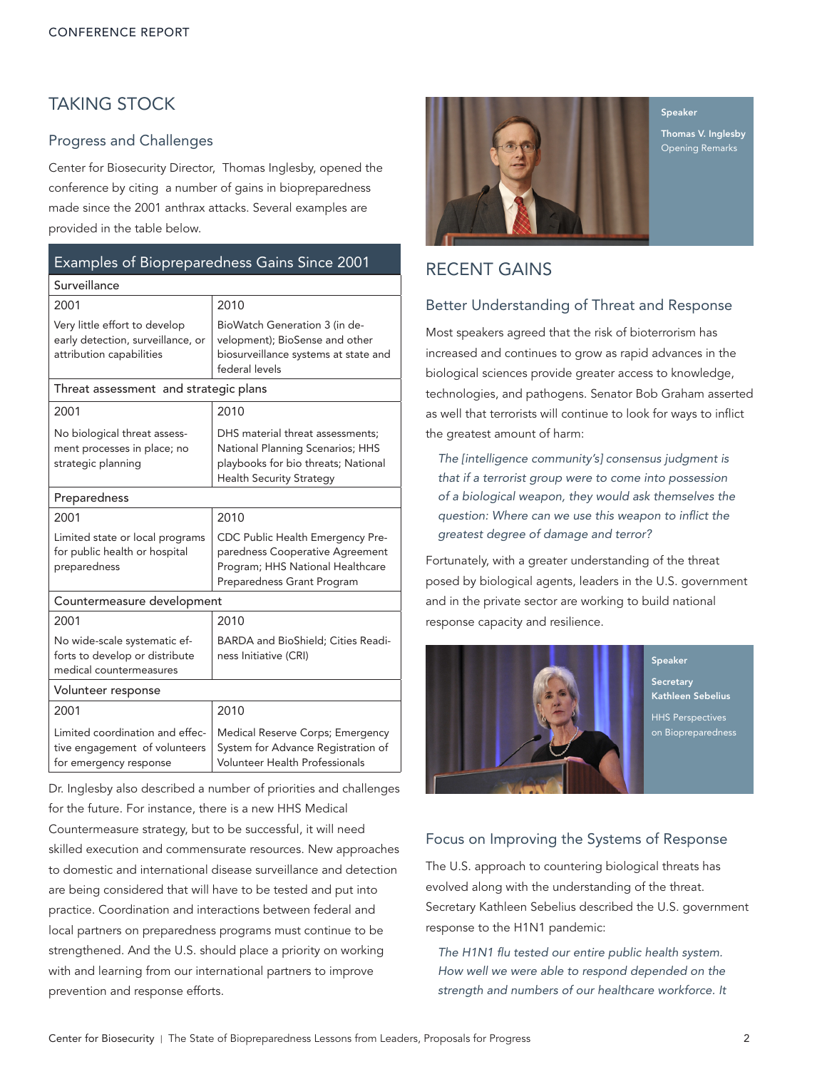## TAKING STOCK

### Progress and Challenges

Center for Biosecurity Director, Thomas Inglesby, opened the conference by citing a number of gains in biopreparedness made since the 2001 anthrax attacks. Several examples are provided in the table below.

| Examples of Biopreparedness Gains Since 2001 | |
|---|---|
| **Surveillance** | |
| 2001 | 2010 |
| Very little effort to develop early detection, surveillance, or attribution capabilities | BioWatch Generation 3 (in development); BioSense and other biosurveillance systems at state and federal levels |
| **Threat assessment and strategic plans** | |
| 2001 | 2010 |
| No biological threat assessment processes in place; no strategic planning | DHS material threat assessments; National Planning Scenarios; HHS playbooks for bio threats; National Health Security Strategy |
| **Preparedness** | |
| 2001 | 2010 |
| Limited state or local programs for public health or hospital preparedness | CDC Public Health Emergency Preparedness Cooperative Agreement Program; HHS National Healthcare Preparedness Grant Program |
| **Countermeasure development** | |
| 2001 | 2010 |
| No wide-scale systematic efforts to develop or distribute medical countermeasures | BARDA and BioShield; Cities Readiness Initiative (CRI) |
| **Volunteer response** | |
| 2001 | 2010 |
| Limited coordination and effective engagement of volunteers for emergency response | Medical Reserve Corps; Emergency System for Advance Registration of Volunteer Health Professionals |

Dr. Inglesby also described a number of priorities and challenges for the future. For instance, there is a new HHS Medical Countermeasure strategy, but to be successful, it will need skilled execution and commensurate resources. New approaches to domestic and international disease surveillance and detection are being considered that will have to be tested and put into practice. Coordination and interactions between federal and local partners on preparedness programs must continue to be strengthened. And the U.S. should place a priority on working with and learning from our international partners to improve prevention and response efforts.

**Speaker**
**Thomas V. Inglesby**
Opening Remarks

## RECENT GAINS

### Better Understanding of Threat and Response

Most speakers agreed that the risk of bioterrorism has increased and continues to grow as rapid advances in the biological sciences provide greater access to knowledge, technologies, and pathogens. Senator Bob Graham asserted as well that terrorists will continue to look for ways to inflict the greatest amount of harm:

> *The [intelligence community's] consensus judgment is that if a terrorist group were to come into possession of a biological weapon, they would ask themselves the question: Where can we use this weapon to inflict the greatest degree of damage and terror?*

Fortunately, with a greater understanding of the threat posed by biological agents, leaders in the U.S. government and in the private sector are working to build national response capacity and resilience.

**Speaker**
**Secretary Kathleen Sebelius**
HHS Perspectives on Biopreparedness

### Focus on Improving the Systems of Response

The U.S. approach to countering biological threats has evolved along with the understanding of the threat. Secretary Kathleen Sebelius described the U.S. government response to the H1N1 pandemic:

> *The H1N1 flu tested our entire public health system. How well we were able to respond depended on the strength and numbers of our healthcare workforce. It*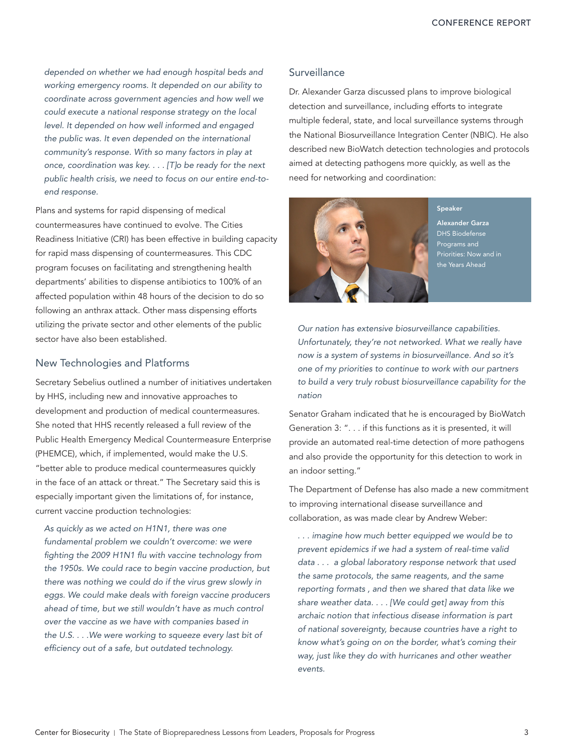*depended on whether we had enough hospital beds and working emergency rooms. It depended on our ability to coordinate across government agencies and how well we could execute a national response strategy on the local level. It depended on how well informed and engaged the public was. It even depended on the international community's response. With so many factors in play at once, coordination was key. . . . [T]o be ready for the next public health crisis, we need to focus on our entire end-to-end response.*

Plans and systems for rapid dispensing of medical countermeasures have continued to evolve. The Cities Readiness Initiative (CRI) has been effective in building capacity for rapid mass dispensing of countermeasures. This CDC program focuses on facilitating and strengthening health departments' abilities to dispense antibiotics to 100% of an affected population within 48 hours of the decision to do so following an anthrax attack. Other mass dispensing efforts utilizing the private sector and other elements of the public sector have also been established.

## New Technologies and Platforms

Secretary Sebelius outlined a number of initiatives undertaken by HHS, including new and innovative approaches to development and production of medical countermeasures. She noted that HHS recently released a full review of the Public Health Emergency Medical Countermeasure Enterprise (PHEMCE), which, if implemented, would make the U.S. "better able to produce medical countermeasures quickly in the face of an attack or threat." The Secretary said this is especially important given the limitations of, for instance, current vaccine production technologies:

*As quickly as we acted on H1N1, there was one fundamental problem we couldn't overcome: we were fighting the 2009 H1N1 flu with vaccine technology from the 1950s. We could race to begin vaccine production, but there was nothing we could do if the virus grew slowly in eggs. We could make deals with foreign vaccine producers ahead of time, but we still wouldn't have as much control over the vaccine as we have with companies based in the U.S. . . .We were working to squeeze every last bit of efficiency out of a safe, but outdated technology.*

## Surveillance

Dr. Alexander Garza discussed plans to improve biological detection and surveillance, including efforts to integrate multiple federal, state, and local surveillance systems through the National Biosurveillance Integration Center (NBIC). He also described new BioWatch detection technologies and protocols aimed at detecting pathogens more quickly, as well as the need for networking and coordination:

**Speaker**

**Alexander Garza**
DHS Biodefense Programs and Priorities: Now and in the Years Ahead

*Our nation has extensive biosurveillance capabilities. Unfortunately, they're not networked. What we really have now is a system of systems in biosurveillance. And so it's one of my priorities to continue to work with our partners to build a very truly robust biosurveillance capability for the nation*

Senator Graham indicated that he is encouraged by BioWatch Generation 3: ". . . if this functions as it is presented, it will provide an automated real-time detection of more pathogens and also provide the opportunity for this detection to work in an indoor setting."

The Department of Defense has also made a new commitment to improving international disease surveillance and collaboration, as was made clear by Andrew Weber:

*. . . imagine how much better equipped we would be to prevent epidemics if we had a system of real-time valid data . . . a global laboratory response network that used the same protocols, the same reagents, and the same reporting formats , and then we shared that data like we share weather data. . . . [We could get] away from this archaic notion that infectious disease information is part of national sovereignty, because countries have a right to know what's going on on the border, what's coming their way, just like they do with hurricanes and other weather events.*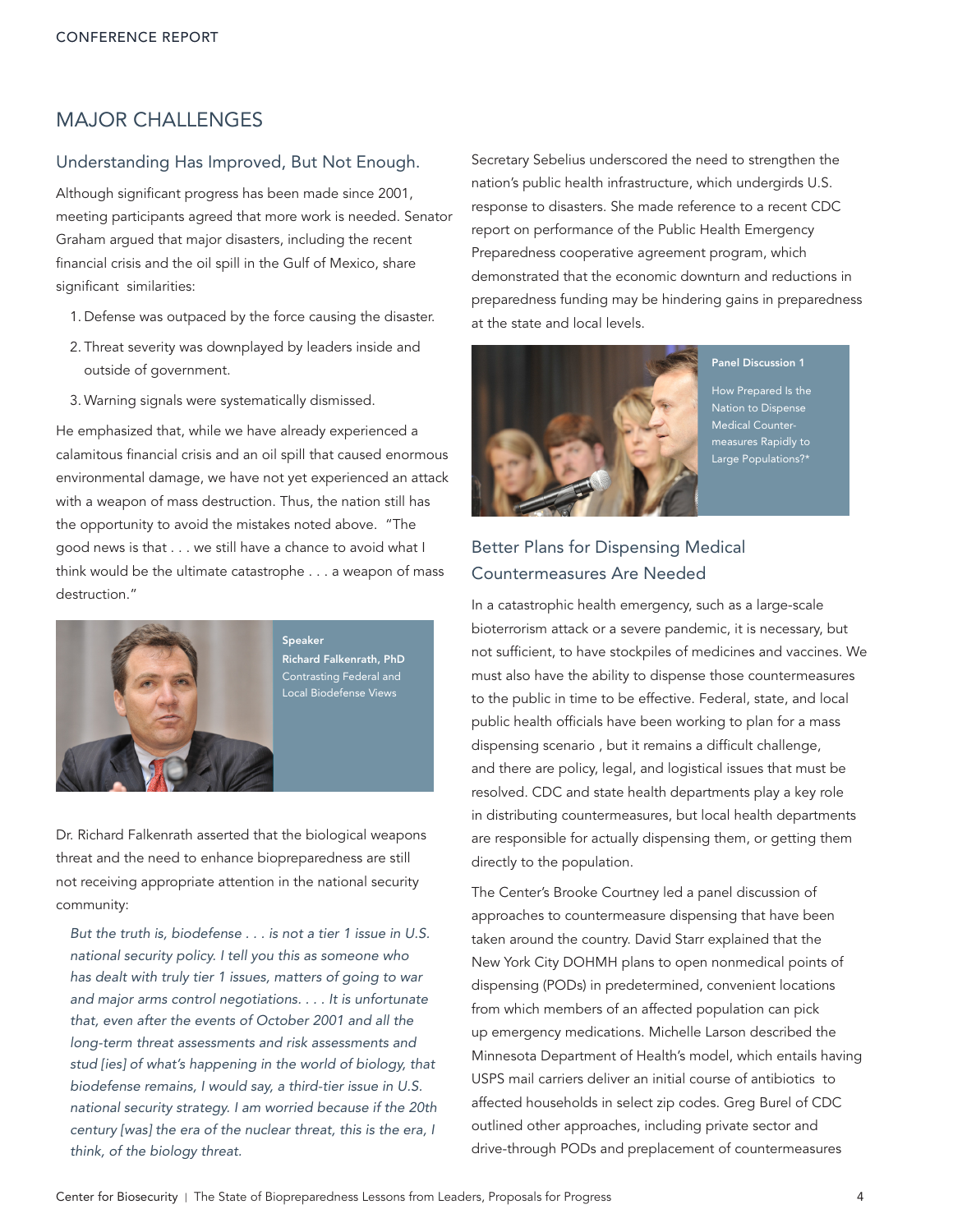## MAJOR CHALLENGES

### Understanding Has Improved, But Not Enough.

Although significant progress has been made since 2001, meeting participants agreed that more work is needed. Senator Graham argued that major disasters, including the recent financial crisis and the oil spill in the Gulf of Mexico, share significant similarities:

1. Defense was outpaced by the force causing the disaster.
2. Threat severity was downplayed by leaders inside and outside of government.
3. Warning signals were systematically dismissed.

He emphasized that, while we have already experienced a calamitous financial crisis and an oil spill that caused enormous environmental damage, we have not yet experienced an attack with a weapon of mass destruction. Thus, the nation still has the opportunity to avoid the mistakes noted above. "The good news is that . . . we still have a chance to avoid what I think would be the ultimate catastrophe . . . a weapon of mass destruction."

**Speaker**
**Richard Falkenrath, PhD**
Contrasting Federal and Local Biodefense Views

Dr. Richard Falkenrath asserted that the biological weapons threat and the need to enhance biopreparedness are still not receiving appropriate attention in the national security community:

> *But the truth is, biodefense . . . is not a tier 1 issue in U.S. national security policy. I tell you this as someone who has dealt with truly tier 1 issues, matters of going to war and major arms control negotiations. . . . It is unfortunate that, even after the events of October 2001 and all the long-term threat assessments and risk assessments and stud [ies] of what's happening in the world of biology, that biodefense remains, I would say, a third-tier issue in U.S. national security strategy. I am worried because if the 20th century [was] the era of the nuclear threat, this is the era, I think, of the biology threat.*

Secretary Sebelius underscored the need to strengthen the nation's public health infrastructure, which undergirds U.S. response to disasters. She made reference to a recent CDC report on performance of the Public Health Emergency Preparedness cooperative agreement program, which demonstrated that the economic downturn and reductions in preparedness funding may be hindering gains in preparedness at the state and local levels.

**Panel Discussion 1**
How Prepared Is the Nation to Dispense Medical Countermeasures Rapidly to Large Populations?*

### Better Plans for Dispensing Medical Countermeasures Are Needed

In a catastrophic health emergency, such as a large-scale bioterrorism attack or a severe pandemic, it is necessary, but not sufficient, to have stockpiles of medicines and vaccines. We must also have the ability to dispense those countermeasures to the public in time to be effective. Federal, state, and local public health officials have been working to plan for a mass dispensing scenario , but it remains a difficult challenge, and there are policy, legal, and logistical issues that must be resolved. CDC and state health departments play a key role in distributing countermeasures, but local health departments are responsible for actually dispensing them, or getting them directly to the population.

The Center's Brooke Courtney led a panel discussion of approaches to countermeasure dispensing that have been taken around the country. David Starr explained that the New York City DOHMH plans to open nonmedical points of dispensing (PODs) in predetermined, convenient locations from which members of an affected population can pick up emergency medications. Michelle Larson described the Minnesota Department of Health's model, which entails having USPS mail carriers deliver an initial course of antibiotics to affected households in select zip codes. Greg Burel of CDC outlined other approaches, including private sector and drive-through PODs and preplacement of countermeasures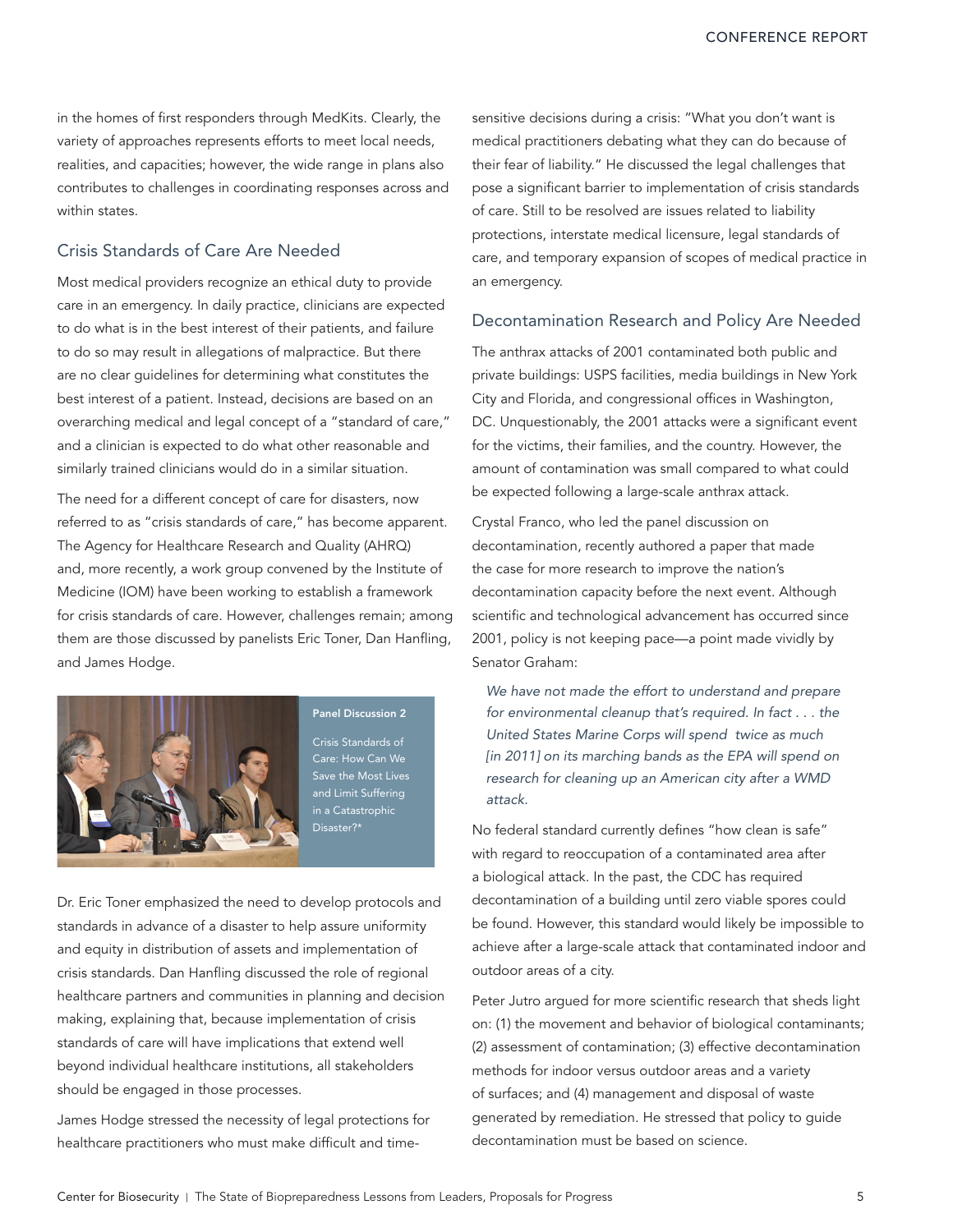in the homes of first responders through MedKits. Clearly, the variety of approaches represents efforts to meet local needs, realities, and capacities; however, the wide range in plans also contributes to challenges in coordinating responses across and within states.

## Crisis Standards of Care Are Needed

Most medical providers recognize an ethical duty to provide care in an emergency. In daily practice, clinicians are expected to do what is in the best interest of their patients, and failure to do so may result in allegations of malpractice. But there are no clear guidelines for determining what constitutes the best interest of a patient. Instead, decisions are based on an overarching medical and legal concept of a "standard of care," and a clinician is expected to do what other reasonable and similarly trained clinicians would do in a similar situation.

The need for a different concept of care for disasters, now referred to as "crisis standards of care," has become apparent. The Agency for Healthcare Research and Quality (AHRQ) and, more recently, a work group convened by the Institute of Medicine (IOM) have been working to establish a framework for crisis standards of care. However, challenges remain; among them are those discussed by panelists Eric Toner, Dan Hanfling, and James Hodge.

**Panel Discussion 2**

Crisis Standards of Care: How Can We Save the Most Lives and Limit Suffering in a Catastrophic Disaster?*

Dr. Eric Toner emphasized the need to develop protocols and standards in advance of a disaster to help assure uniformity and equity in distribution of assets and implementation of crisis standards. Dan Hanfling discussed the role of regional healthcare partners and communities in planning and decision making, explaining that, because implementation of crisis standards of care will have implications that extend well beyond individual healthcare institutions, all stakeholders should be engaged in those processes.

James Hodge stressed the necessity of legal protections for healthcare practitioners who must make difficult and time-sensitive decisions during a crisis: "What you don't want is medical practitioners debating what they can do because of their fear of liability." He discussed the legal challenges that pose a significant barrier to implementation of crisis standards of care. Still to be resolved are issues related to liability protections, interstate medical licensure, legal standards of care, and temporary expansion of scopes of medical practice in an emergency.

## Decontamination Research and Policy Are Needed

The anthrax attacks of 2001 contaminated both public and private buildings: USPS facilities, media buildings in New York City and Florida, and congressional offices in Washington, DC. Unquestionably, the 2001 attacks were a significant event for the victims, their families, and the country. However, the amount of contamination was small compared to what could be expected following a large-scale anthrax attack.

Crystal Franco, who led the panel discussion on decontamination, recently authored a paper that made the case for more research to improve the nation's decontamination capacity before the next event. Although scientific and technological advancement has occurred since 2001, policy is not keeping pace—a point made vividly by Senator Graham:

> *We have not made the effort to understand and prepare for environmental cleanup that's required. In fact . . . the United States Marine Corps will spend twice as much [in 2011] on its marching bands as the EPA will spend on research for cleaning up an American city after a WMD attack.*

No federal standard currently defines "how clean is safe" with regard to reoccupation of a contaminated area after a biological attack. In the past, the CDC has required decontamination of a building until zero viable spores could be found. However, this standard would likely be impossible to achieve after a large-scale attack that contaminated indoor and outdoor areas of a city.

Peter Jutro argued for more scientific research that sheds light on: (1) the movement and behavior of biological contaminants; (2) assessment of contamination; (3) effective decontamination methods for indoor versus outdoor areas and a variety of surfaces; and (4) management and disposal of waste generated by remediation. He stressed that policy to guide decontamination must be based on science.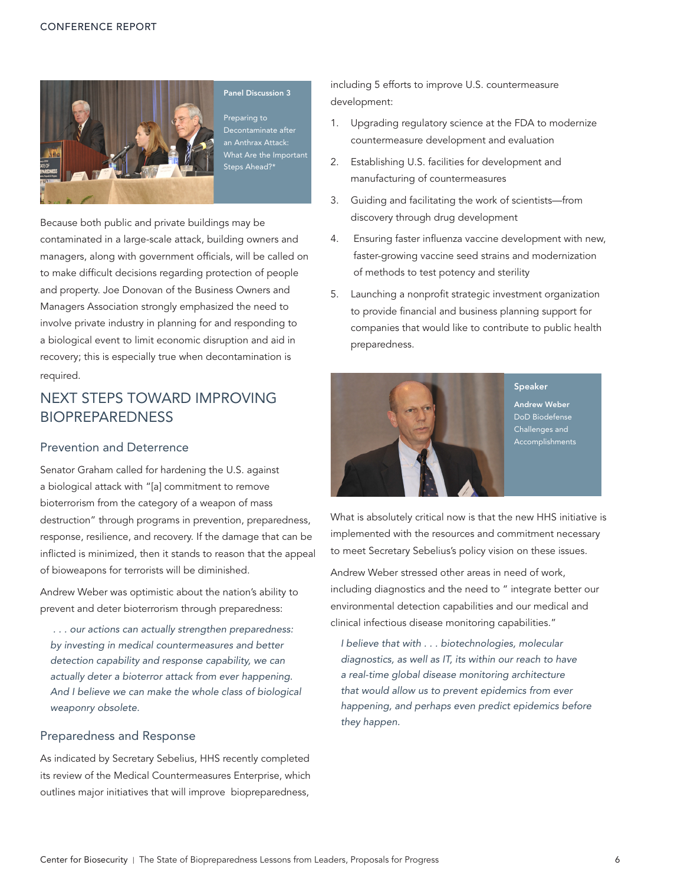**Panel Discussion 3**

Preparing to Decontaminate after an Anthrax Attack: What Are the Important Steps Ahead?*

Because both public and private buildings may be contaminated in a large-scale attack, building owners and managers, along with government officials, will be called on to make difficult decisions regarding protection of people and property. Joe Donovan of the Business Owners and Managers Association strongly emphasized the need to involve private industry in planning for and responding to a biological event to limit economic disruption and aid in recovery; this is especially true when decontamination is required.

## NEXT STEPS TOWARD IMPROVING BIOPREPAREDNESS

### Prevention and Deterrence

Senator Graham called for hardening the U.S. against a biological attack with "[a] commitment to remove bioterrorism from the category of a weapon of mass destruction" through programs in prevention, preparedness, response, resilience, and recovery. If the damage that can be inflicted is minimized, then it stands to reason that the appeal of bioweapons for terrorists will be diminished.

Andrew Weber was optimistic about the nation's ability to prevent and deter bioterrorism through preparedness:

> *. . . our actions can actually strengthen preparedness: by investing in medical countermeasures and better detection capability and response capability, we can actually deter a bioterror attack from ever happening. And I believe we can make the whole class of biological weaponry obsolete.*

### Preparedness and Response

As indicated by Secretary Sebelius, HHS recently completed its review of the Medical Countermeasures Enterprise, which outlines major initiatives that will improve biopreparedness, including 5 efforts to improve U.S. countermeasure development:

1. Upgrading regulatory science at the FDA to modernize countermeasure development and evaluation
2. Establishing U.S. facilities for development and manufacturing of countermeasures
3. Guiding and facilitating the work of scientists—from discovery through drug development
4. Ensuring faster influenza vaccine development with new, faster-growing vaccine seed strains and modernization of methods to test potency and sterility
5. Launching a nonprofit strategic investment organization to provide financial and business planning support for companies that would like to contribute to public health preparedness.

**Speaker**

**Andrew Weber**
DoD Biodefense Challenges and Accomplishments

What is absolutely critical now is that the new HHS initiative is implemented with the resources and commitment necessary to meet Secretary Sebelius's policy vision on these issues.

Andrew Weber stressed other areas in need of work, including diagnostics and the need to " integrate better our environmental detection capabilities and our medical and clinical infectious disease monitoring capabilities."

> *I believe that with . . . biotechnologies, molecular diagnostics, as well as IT, its within our reach to have a real-time global disease monitoring architecture that would allow us to prevent epidemics from ever happening, and perhaps even predict epidemics before they happen.*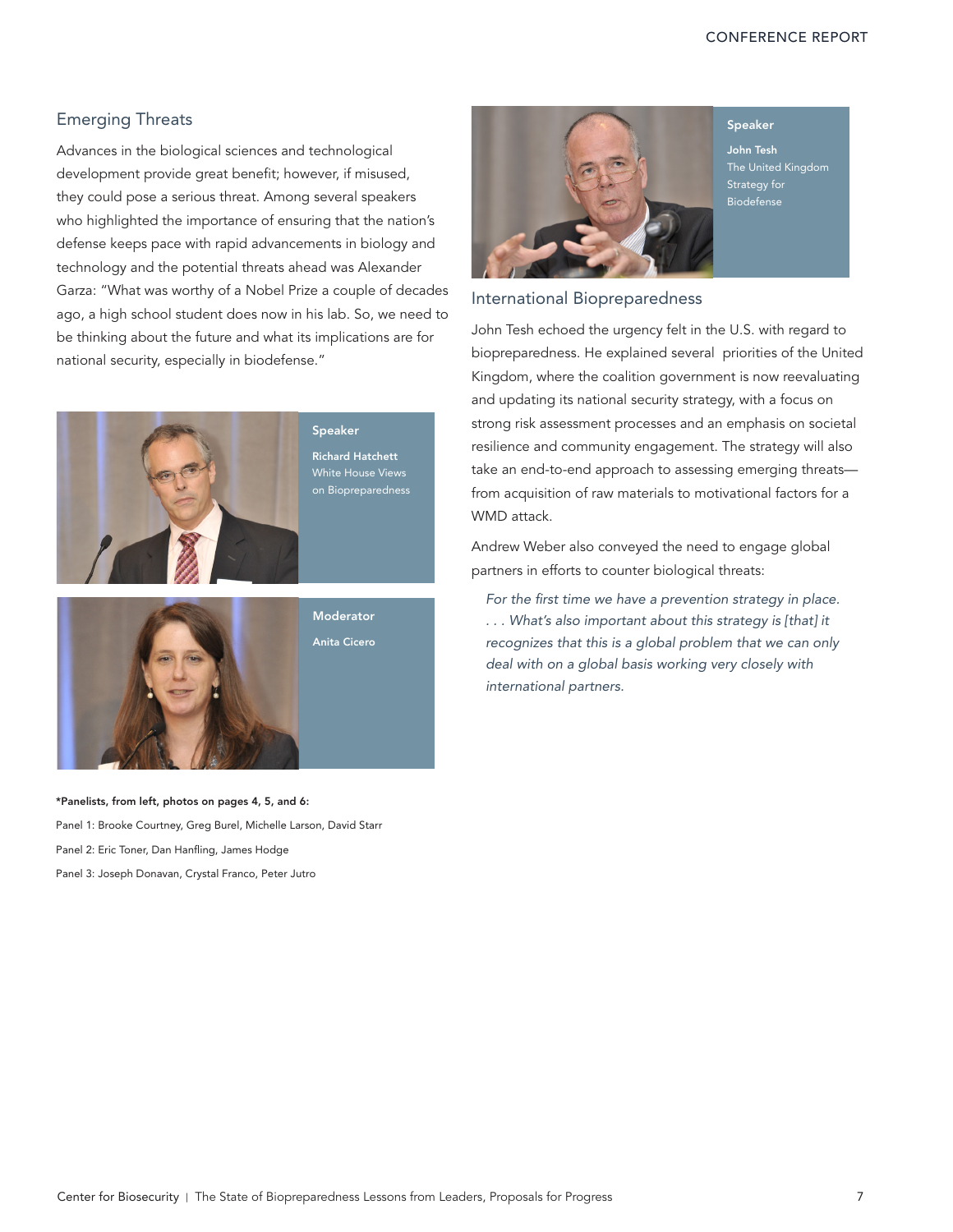## Emerging Threats

Advances in the biological sciences and technological development provide great benefit; however, if misused, they could pose a serious threat. Among several speakers who highlighted the importance of ensuring that the nation's defense keeps pace with rapid advancements in biology and technology and the potential threats ahead was Alexander Garza: "What was worthy of a Nobel Prize a couple of decades ago, a high school student does now in his lab. So, we need to be thinking about the future and what its implications are for national security, especially in biodefense."

**Speaker**

**Richard Hatchett**
White House Views on Biopreparedness

**Moderator**

**Anita Cicero**

**\*Panelists, from left, photos on pages 4, 5, and 6:**

Panel 1: Brooke Courtney, Greg Burel, Michelle Larson, David Starr

Panel 2: Eric Toner, Dan Hanfling, James Hodge

Panel 3: Joseph Donavan, Crystal Franco, Peter Jutro

**Speaker**

**John Tesh**
The United Kingdom Strategy for Biodefense

## International Biopreparedness

John Tesh echoed the urgency felt in the U.S. with regard to biopreparedness. He explained several priorities of the United Kingdom, where the coalition government is now reevaluating and updating its national security strategy, with a focus on strong risk assessment processes and an emphasis on societal resilience and community engagement. The strategy will also take an end-to-end approach to assessing emerging threats—from acquisition of raw materials to motivational factors for a WMD attack.

Andrew Weber also conveyed the need to engage global partners in efforts to counter biological threats:

> *For the first time we have a prevention strategy in place. . . . What's also important about this strategy is [that] it recognizes that this is a global problem that we can only deal with on a global basis working very closely with international partners.*